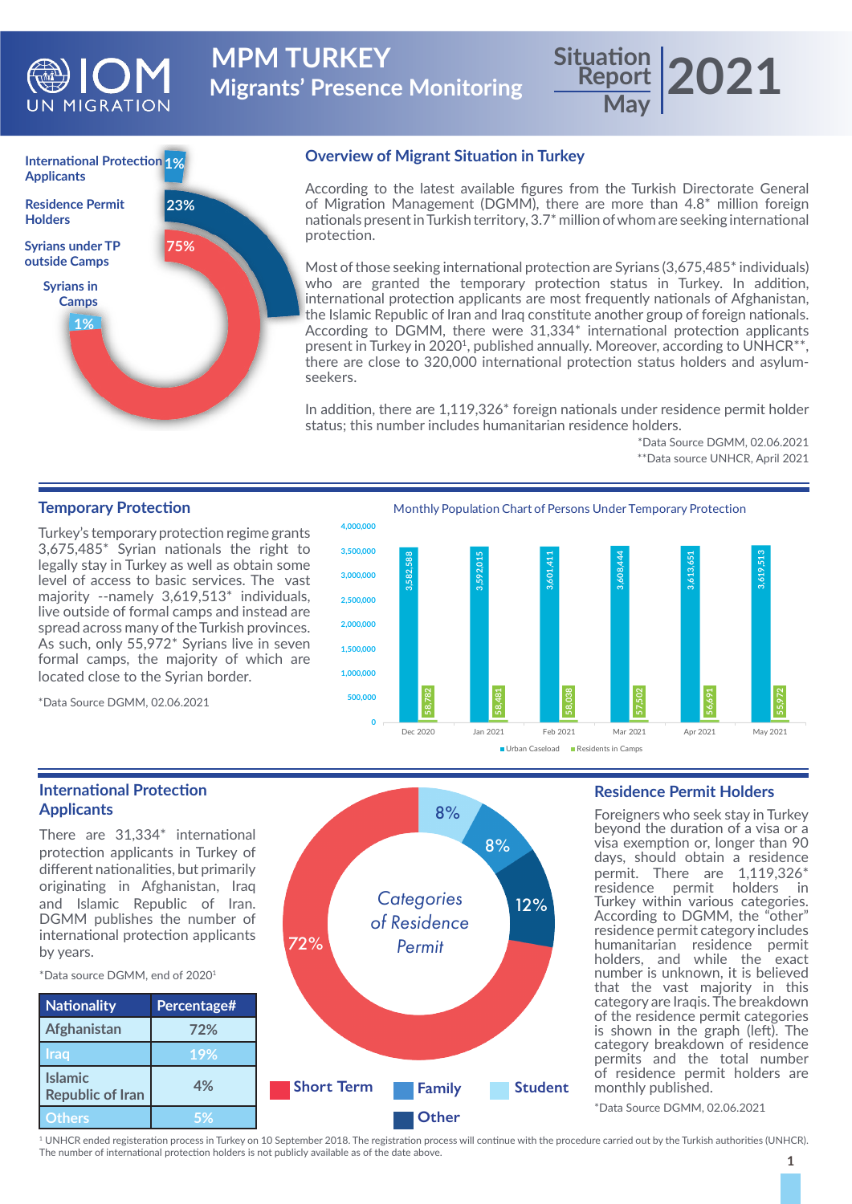# MPM TURKEY

## Migrants' Presence Monitoring

Situation Report May 2021

International Protection Applicants 1%
Residence Permit Holders 23%
Syrians under TP outside Camps 75%
Syrians in Camps 1%

## Overview of Migrant Situation in Turkey

According to the latest available figures from the Turkish Directorate General of Migration Management (DGMM), there are more than 4.8* million foreign nationals present in Turkish territory, 3.7* million of whom are seeking international protection.

Most of those seeking international protection are Syrians (3,675,485* individuals) who are granted the temporary protection status in Turkey. In addition, international protection applicants are most frequently nationals of Afghanistan, the Islamic Republic of Iran and Iraq constitute another group of foreign nationals. According to DGMM, there were 31,334* international protection applicants present in Turkey in 2020[1], published annually. Moreover, according to UNHCR**, there are close to 320,000 international protection status holders and asylum-seekers.

In addition, there are 1,119,326* foreign nationals under residence permit holder status; this number includes humanitarian residence holders.

*Data Source DGMM, 02.06.2021
**Data source UNHCR, April 2021

## Temporary Protection

Turkey's temporary protection regime grants 3,675,485* Syrian nationals the right to legally stay in Turkey as well as obtain some level of access to basic services. The vast majority --namely 3,619,513* individuals, live outside of formal camps and instead are spread across many of the Turkish provinces. As such, only 55,972* Syrians live in seven formal camps, the majority of which are located close to the Syrian border.

*Data Source DGMM, 02.06.2021

Monthly Population Chart of Persons Under Temporary Protection

| Month | Urban Caseload | Residents in Camps |
|---|---|---|
| Dec 2020 | 3,582,588 | 58,782 |
| Jan 2021 | 3,592,015 | 58,481 |
| Feb 2021 | 3,601,411 | 58,038 |
| Mar 2021 | 3,608,444 | 57,502 |
| Apr 2021 | 3,613,651 | 56,691 |
| May 2021 | 3,619,513 | 55,972 |

## International Protection Applicants

There are 31,334* international protection applicants in Turkey of different nationalities, but primarily originating in Afghanistan, Iraq and Islamic Republic of Iran. DGMM publishes the number of international protection applicants by years.

*Data source DGMM, end of 2020[1]

| Nationality | Percentage# |
|---|---|
| Afghanistan | 72% |
| Iraq | 19% |
| Islamic Republic of Iran | 4% |
| Others | 5% |

Categories of Residence Permit

| Category | Percentage |
|---|---|
| Short Term | 72% |
| Family | 8% |
| Student | 8% |
| Other | 12% |

## Residence Permit Holders

Foreigners who seek stay in Turkey beyond the duration of a visa or a visa exemption or, longer than 90 days, should obtain a residence permit. There are 1,119,326* residence permit holders in Turkey within various categories. According to DGMM, the "other" residence permit category includes humanitarian residence permit holders, and while the exact number is unknown, it is believed that the vast majority in this category are Iraqis. The breakdown of the residence permit categories is shown in the graph (left). The category breakdown of residence permits and the total number of residence permit holders are monthly published.

*Data Source DGMM, 02.06.2021

[1] UNHCR ended registeration process in Turkey on 10 September 2018. The registration process will continue with the procedure carried out by the Turkish authorities (UNHCR). The number of international protection holders is not publicly available as of the date above.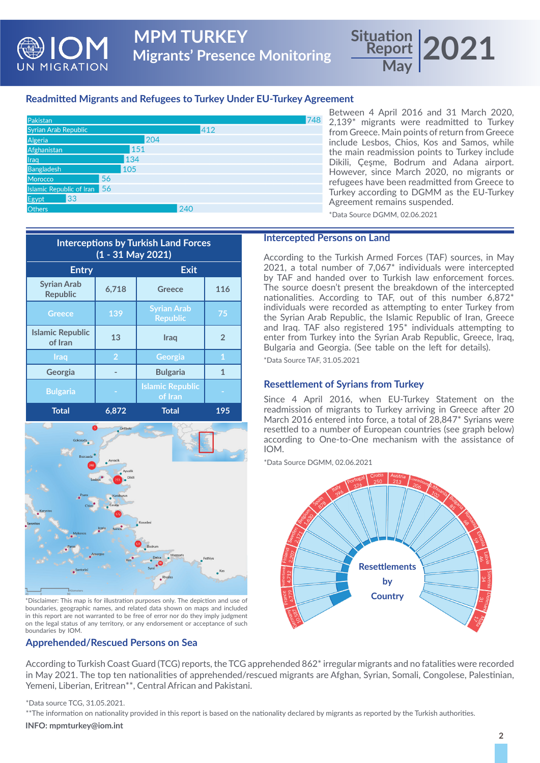## Readmitted Migrants and Refugees to Turkey Under EU-Turkey Agreement

Pakistan 748
Syrian Arab Republic 412
Algeria 204
Afghanistan 151
Iraq 134
Bangladesh 105
Morocco 56
Islamic Republic of Iran 56
Egypt 33
Others 240

Between 4 April 2016 and 31 March 2020, 2,139* migrants were readmitted to Turkey from Greece. Main points of return from Greece include Lesbos, Chios, Kos and Samos, while the main readmission points to Turkey include Dikili, Çeşme, Bodrum and Adana airport. However, since March 2020, no migrants or refugees have been readmitted from Greece to Turkey according to DGMM as the EU-Turkey Agreement remains suspended.

*Data Source DGMM, 02.06.2021

| Interceptions by Turkish Land Forces (1 - 31 May 2021) | | | |
|---|---|---|---|
| Entry | | Exit | |
| Syrian Arab Republic | 6,718 | Greece | 116 |
| Greece | 139 | Syrian Arab Republic | 75 |
| Islamic Republic of Iran | 13 | Iraq | 2 |
| Iraq | 2 | Georgia | 1 |
| Georgia | - | Bulgaria | 1 |
| Bulgaria | - | Islamic Republic of Iran | - |
| Total | 6,872 | Total | 195 |

*Disclaimer: This map is for illustration purposes only. The depiction and use of boundaries, geographic names, and related data shown on maps and included in this report are not warranted to be free of error nor do they imply judgment on the legal status of any territory, or any endorsement or acceptance of such boundaries by IOM.

## Intercepted Persons on Land

According to the Turkish Armed Forces (TAF) sources, in May 2021, a total number of 7,067* individuals were intercepted by TAF and handed over to Turkish law enforcement forces. The source doesn't present the breakdown of the intercepted nationalities. According to TAF, out of this number 6,872* individuals were recorded as attempting to enter Turkey from the Syrian Arab Republic, the Islamic Republic of Iran, Greece and Iraq. TAF also registered 195* individuals attempting to enter from Turkey into the Syrian Arab Republic, Greece, Iraq, Bulgaria and Georgia. (See table on the left for details).

*Data Source TAF, 31.05.2021

## Resettlement of Syrians from Turkey

Since 4 April 2016, when EU-Turkey Statement on the readmission of migrants to Turkey arriving in Greece after 20 March 2016 entered into force, a total of 28,847* Syrians were resettled to a number of European countries (see graph below) according to One-to-One mechanism with the assistance of IOM.

*Data Source DGMM, 02.06.2021

Resettlements by Country

Germany 10,597
France 4,779
Netherlands 4,712
Finland 2,207
Sweden 2,173
Belgium 1,630
Spain 878
Italy 396
Portugal 376
Croatia 250
Austria 213
Luxembourg 206
Lithuania 102
Bulgaria 85
Romania 68
Estonia 59
Latvia 46
Slovenia 34
Denmark 31
Malta 17

## Apprehended/Rescued Persons on Sea

According to Turkish Coast Guard (TCG) reports, the TCG apprehended 862* irregular migrants and no fatalities were recorded in May 2021. The top ten nationalities of apprehended/rescued migrants are Afghan, Syrian, Somali, Congolese, Palestinian, Yemeni, Liberian, Eritrean**, Central African and Pakistani.

*Data source TCG, 31.05.2021.

**The information on nationality provided in this report is based on the nationality declared by migrants as reported by the Turkish authorities.

**INFO: mpmturkey@iom.int**